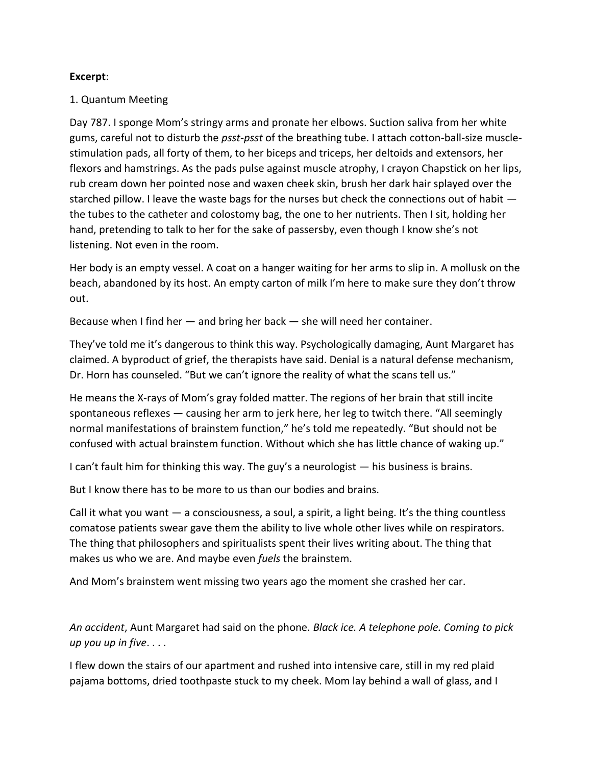**Excerpt**:

1. Quantum Meeting

Day 787. I sponge Mom's stringy arms and pronate her elbows. Suction saliva from her white gums, careful not to disturb the *psst-psst* of the breathing tube. I attach cotton-ball-size muscle-stimulation pads, all forty of them, to her biceps and triceps, her deltoids and extensors, her flexors and hamstrings. As the pads pulse against muscle atrophy, I crayon Chapstick on her lips, rub cream down her pointed nose and waxen cheek skin, brush her dark hair splayed over the starched pillow. I leave the waste bags for the nurses but check the connections out of habit — the tubes to the catheter and colostomy bag, the one to her nutrients. Then I sit, holding her hand, pretending to talk to her for the sake of passersby, even though I know she's not listening. Not even in the room.

Her body is an empty vessel. A coat on a hanger waiting for her arms to slip in. A mollusk on the beach, abandoned by its host. An empty carton of milk I'm here to make sure they don't throw out.

Because when I find her — and bring her back — she will need her container.

They've told me it's dangerous to think this way. Psychologically damaging, Aunt Margaret has claimed. A byproduct of grief, the therapists have said. Denial is a natural defense mechanism, Dr. Horn has counseled. "But we can't ignore the reality of what the scans tell us."

He means the X-rays of Mom's gray folded matter. The regions of her brain that still incite spontaneous reflexes — causing her arm to jerk here, her leg to twitch there. "All seemingly normal manifestations of brainstem function," he's told me repeatedly. "But should not be confused with actual brainstem function. Without which she has little chance of waking up."

I can't fault him for thinking this way. The guy's a neurologist — his business is brains.

But I know there has to be more to us than our bodies and brains.

Call it what you want — a consciousness, a soul, a spirit, a light being. It's the thing countless comatose patients swear gave them the ability to live whole other lives while on respirators. The thing that philosophers and spiritualists spent their lives writing about. The thing that makes us who we are. And maybe even *fuels* the brainstem.

And Mom's brainstem went missing two years ago the moment she crashed her car.

*An accident*, Aunt Margaret had said on the phone. *Black ice. A telephone pole. Coming to pick up you up in five*. . . .

I flew down the stairs of our apartment and rushed into intensive care, still in my red plaid pajama bottoms, dried toothpaste stuck to my cheek. Mom lay behind a wall of glass, and I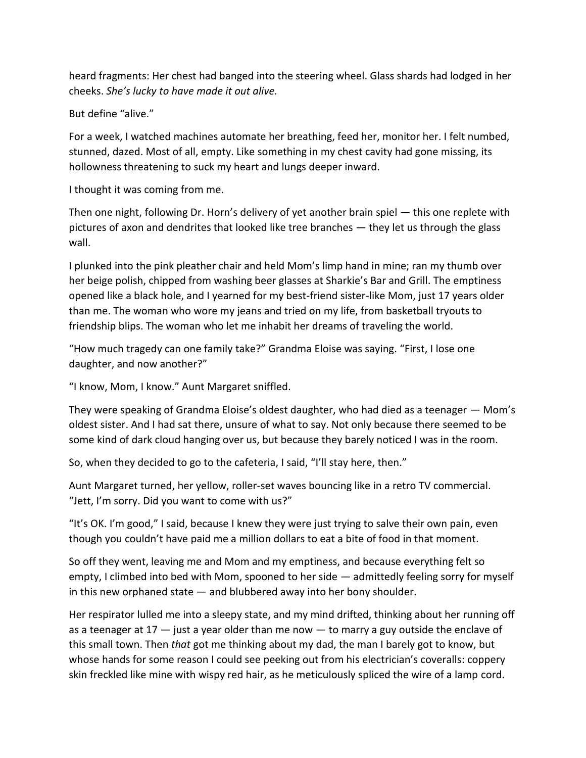heard fragments: Her chest had banged into the steering wheel. Glass shards had lodged in her cheeks. *She's lucky to have made it out alive.*

But define "alive."

For a week, I watched machines automate her breathing, feed her, monitor her. I felt numbed, stunned, dazed. Most of all, empty. Like something in my chest cavity had gone missing, its hollowness threatening to suck my heart and lungs deeper inward.

I thought it was coming from me.

Then one night, following Dr. Horn's delivery of yet another brain spiel — this one replete with pictures of axon and dendrites that looked like tree branches — they let us through the glass wall.

I plunked into the pink pleather chair and held Mom's limp hand in mine; ran my thumb over her beige polish, chipped from washing beer glasses at Sharkie's Bar and Grill. The emptiness opened like a black hole, and I yearned for my best-friend sister-like Mom, just 17 years older than me. The woman who wore my jeans and tried on my life, from basketball tryouts to friendship blips. The woman who let me inhabit her dreams of traveling the world.

"How much tragedy can one family take?" Grandma Eloise was saying. "First, I lose one daughter, and now another?"

"I know, Mom, I know." Aunt Margaret sniffled.

They were speaking of Grandma Eloise's oldest daughter, who had died as a teenager — Mom's oldest sister. And I had sat there, unsure of what to say. Not only because there seemed to be some kind of dark cloud hanging over us, but because they barely noticed I was in the room.

So, when they decided to go to the cafeteria, I said, "I'll stay here, then."

Aunt Margaret turned, her yellow, roller-set waves bouncing like in a retro TV commercial. "Jett, I'm sorry. Did you want to come with us?"

"It's OK. I'm good," I said, because I knew they were just trying to salve their own pain, even though you couldn't have paid me a million dollars to eat a bite of food in that moment.

So off they went, leaving me and Mom and my emptiness, and because everything felt so empty, I climbed into bed with Mom, spooned to her side — admittedly feeling sorry for myself in this new orphaned state — and blubbered away into her bony shoulder.

Her respirator lulled me into a sleepy state, and my mind drifted, thinking about her running off as a teenager at 17 — just a year older than me now — to marry a guy outside the enclave of this small town. Then *that* got me thinking about my dad, the man I barely got to know, but whose hands for some reason I could see peeking out from his electrician's coveralls: coppery skin freckled like mine with wispy red hair, as he meticulously spliced the wire of a lamp cord.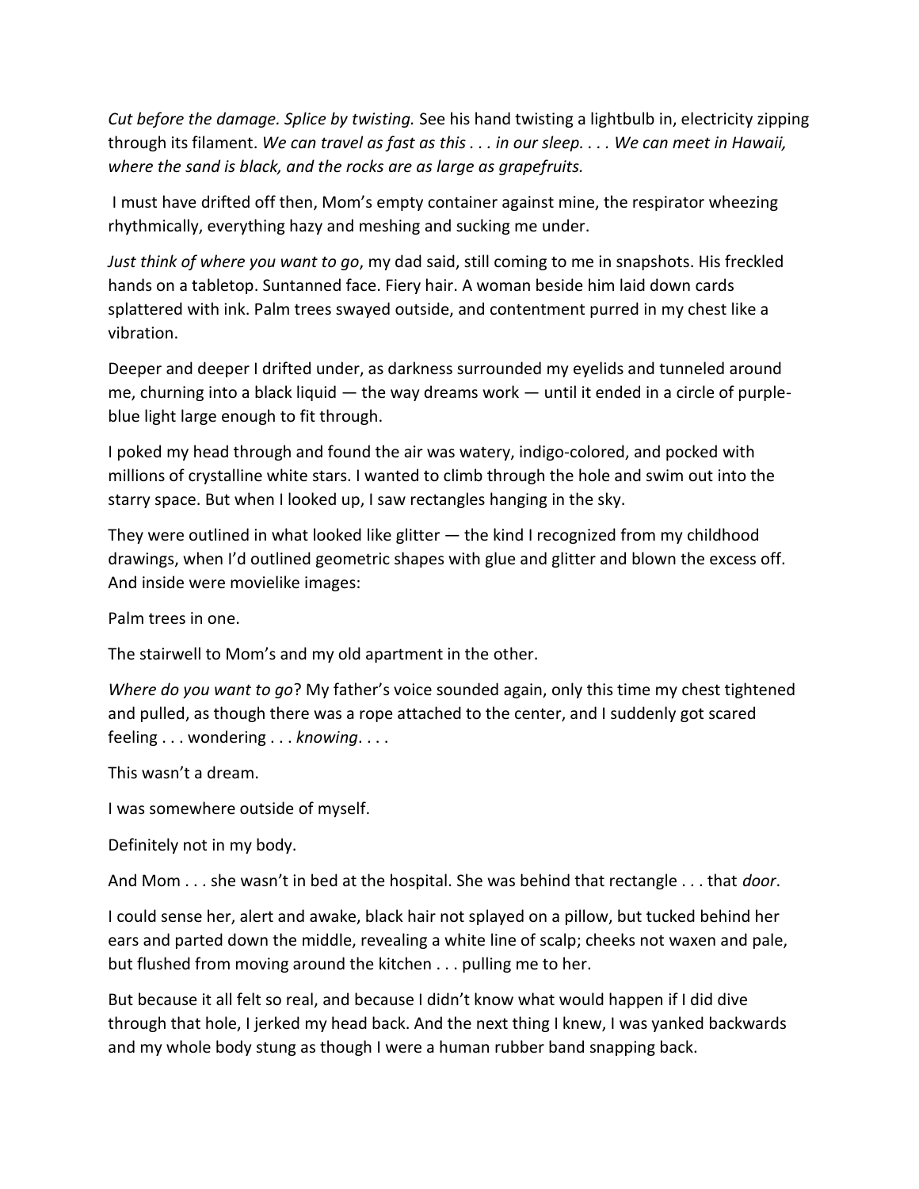*Cut before the damage. Splice by twisting.* See his hand twisting a lightbulb in, electricity zipping through its filament. *We can travel as fast as this . . . in our sleep. . . . We can meet in Hawaii, where the sand is black, and the rocks are as large as grapefruits.*

I must have drifted off then, Mom's empty container against mine, the respirator wheezing rhythmically, everything hazy and meshing and sucking me under.

*Just think of where you want to go*, my dad said, still coming to me in snapshots. His freckled hands on a tabletop. Suntanned face. Fiery hair. A woman beside him laid down cards splattered with ink. Palm trees swayed outside, and contentment purred in my chest like a vibration.

Deeper and deeper I drifted under, as darkness surrounded my eyelids and tunneled around me, churning into a black liquid — the way dreams work — until it ended in a circle of purple-blue light large enough to fit through.

I poked my head through and found the air was watery, indigo-colored, and pocked with millions of crystalline white stars. I wanted to climb through the hole and swim out into the starry space. But when I looked up, I saw rectangles hanging in the sky.

They were outlined in what looked like glitter — the kind I recognized from my childhood drawings, when I'd outlined geometric shapes with glue and glitter and blown the excess off. And inside were movielike images:

Palm trees in one.

The stairwell to Mom's and my old apartment in the other.

*Where do you want to go*? My father's voice sounded again, only this time my chest tightened and pulled, as though there was a rope attached to the center, and I suddenly got scared feeling . . . wondering . . . *knowing*. . . .

This wasn't a dream.

I was somewhere outside of myself.

Definitely not in my body.

And Mom . . . she wasn't in bed at the hospital. She was behind that rectangle . . . that *door*.

I could sense her, alert and awake, black hair not splayed on a pillow, but tucked behind her ears and parted down the middle, revealing a white line of scalp; cheeks not waxen and pale, but flushed from moving around the kitchen . . . pulling me to her.

But because it all felt so real, and because I didn't know what would happen if I did dive through that hole, I jerked my head back. And the next thing I knew, I was yanked backwards and my whole body stung as though I were a human rubber band snapping back.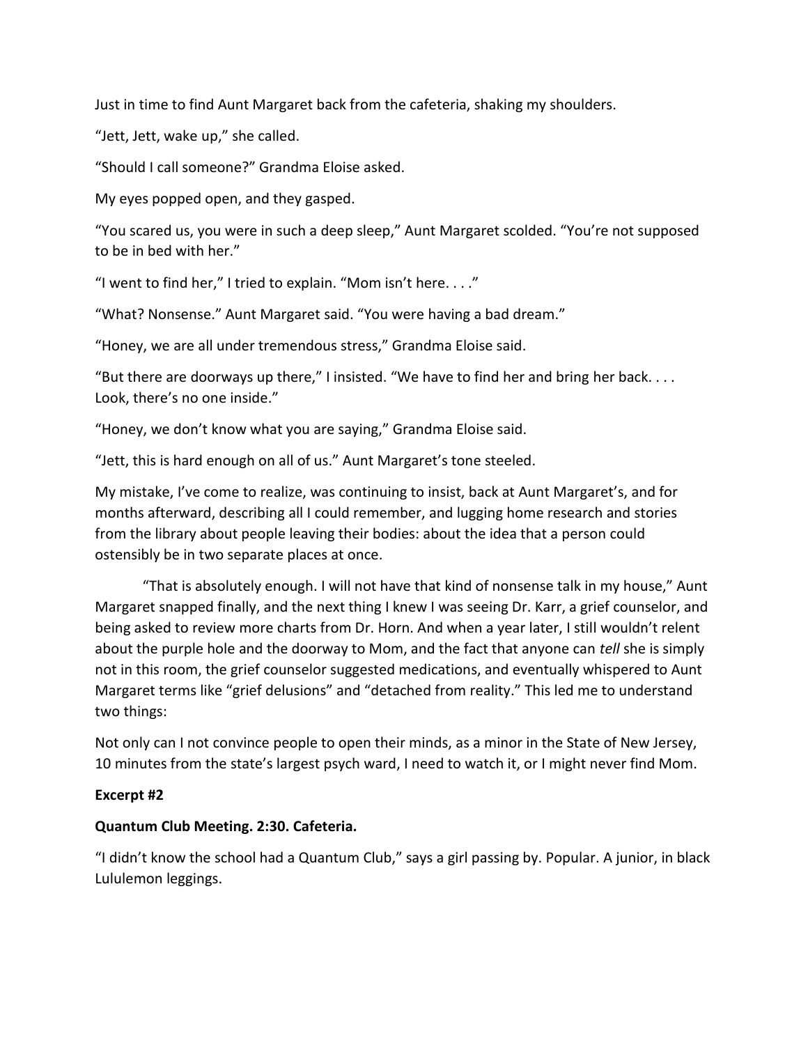Just in time to find Aunt Margaret back from the cafeteria, shaking my shoulders.

“Jett, Jett, wake up,” she called.

“Should I call someone?” Grandma Eloise asked.

My eyes popped open, and they gasped.

“You scared us, you were in such a deep sleep,” Aunt Margaret scolded. “You’re not supposed to be in bed with her.”

“I went to find her,” I tried to explain. “Mom isn’t here. . . .”

“What? Nonsense.” Aunt Margaret said. “You were having a bad dream.”

“Honey, we are all under tremendous stress,” Grandma Eloise said.

“But there are doorways up there,” I insisted. “We have to find her and bring her back. . . . Look, there’s no one inside.”

“Honey, we don’t know what you are saying,” Grandma Eloise said.

“Jett, this is hard enough on all of us.” Aunt Margaret’s tone steeled.

My mistake, I’ve come to realize, was continuing to insist, back at Aunt Margaret’s, and for months afterward, describing all I could remember, and lugging home research and stories from the library about people leaving their bodies: about the idea that a person could ostensibly be in two separate places at once.

“That is absolutely enough. I will not have that kind of nonsense talk in my house,” Aunt Margaret snapped finally, and the next thing I knew I was seeing Dr. Karr, a grief counselor, and being asked to review more charts from Dr. Horn. And when a year later, I still wouldn’t relent about the purple hole and the doorway to Mom, and the fact that anyone can *tell* she is simply not in this room, the grief counselor suggested medications, and eventually whispered to Aunt Margaret terms like “grief delusions” and “detached from reality.” This led me to understand two things:

Not only can I not convince people to open their minds, as a minor in the State of New Jersey, 10 minutes from the state’s largest psych ward, I need to watch it, or I might never find Mom.

**Excerpt #2**

**Quantum Club Meeting. 2:30. Cafeteria.**

“I didn’t know the school had a Quantum Club,” says a girl passing by. Popular. A junior, in black Lululemon leggings.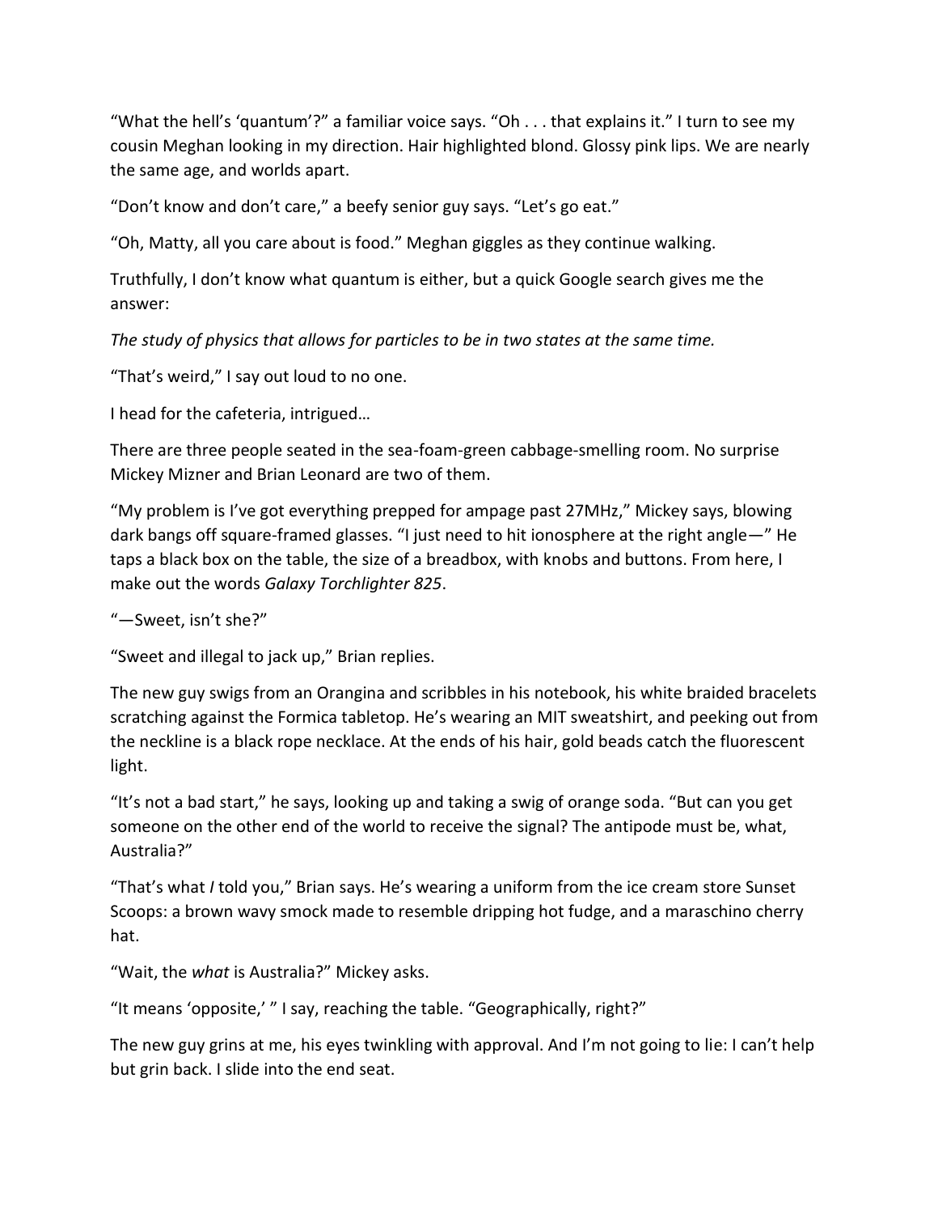“What the hell’s ‘quantum’?” a familiar voice says. “Oh . . . that explains it.” I turn to see my cousin Meghan looking in my direction. Hair highlighted blond. Glossy pink lips. We are nearly the same age, and worlds apart.

“Don’t know and don’t care,” a beefy senior guy says. “Let’s go eat.”

“Oh, Matty, all you care about is food.” Meghan giggles as they continue walking.

Truthfully, I don’t know what quantum is either, but a quick Google search gives me the answer:

*The study of physics that allows for particles to be in two states at the same time.*

“That’s weird,” I say out loud to no one.

I head for the cafeteria, intrigued…

There are three people seated in the sea-foam-green cabbage-smelling room. No surprise Mickey Mizner and Brian Leonard are two of them.

“My problem is I’ve got everything prepped for ampage past 27MHz,” Mickey says, blowing dark bangs off square-framed glasses. “I just need to hit ionosphere at the right angle—” He taps a black box on the table, the size of a breadbox, with knobs and buttons. From here, I make out the words *Galaxy Torchlighter 825*.

“—Sweet, isn’t she?”

“Sweet and illegal to jack up,” Brian replies.

The new guy swigs from an Orangina and scribbles in his notebook, his white braided bracelets scratching against the Formica tabletop. He’s wearing an MIT sweatshirt, and peeking out from the neckline is a black rope necklace. At the ends of his hair, gold beads catch the fluorescent light.

“It’s not a bad start,” he says, looking up and taking a swig of orange soda. “But can you get someone on the other end of the world to receive the signal? The antipode must be, what, Australia?”

“That’s what *I* told you,” Brian says. He’s wearing a uniform from the ice cream store Sunset Scoops: a brown wavy smock made to resemble dripping hot fudge, and a maraschino cherry hat.

“Wait, the *what* is Australia?” Mickey asks.

“It means ‘opposite,’ ” I say, reaching the table. “Geographically, right?”

The new guy grins at me, his eyes twinkling with approval. And I’m not going to lie: I can’t help but grin back. I slide into the end seat.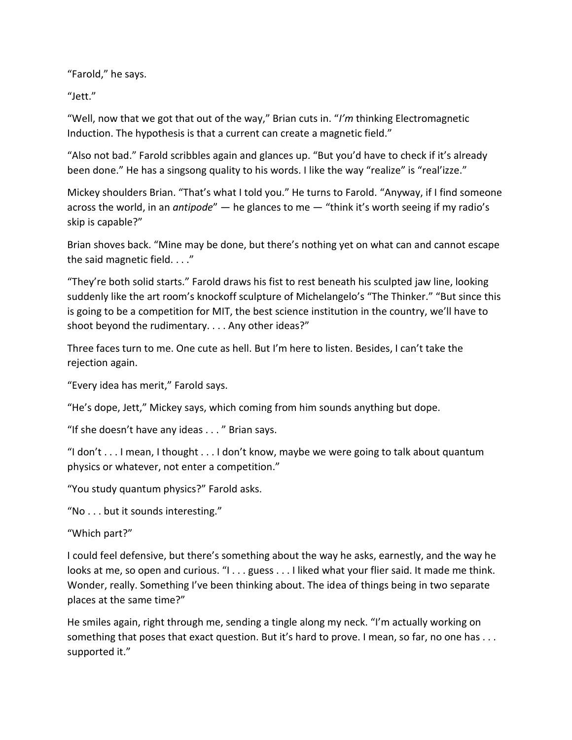“Farold,” he says.

“Jett.”

“Well, now that we got that out of the way,” Brian cuts in. “*I’m* thinking Electromagnetic Induction. The hypothesis is that a current can create a magnetic field.”

“Also not bad.” Farold scribbles again and glances up. “But you’d have to check if it’s already been done.” He has a singsong quality to his words. I like the way “realize” is “real’izze.”

Mickey shoulders Brian. “That’s what I told you.” He turns to Farold. “Anyway, if I find someone across the world, in an *antipode*” — he glances to me — “think it’s worth seeing if my radio’s skip is capable?”

Brian shoves back. “Mine may be done, but there’s nothing yet on what can and cannot escape the said magnetic field. . . .”

“They’re both solid starts.” Farold draws his fist to rest beneath his sculpted jaw line, looking suddenly like the art room’s knockoff sculpture of Michelangelo’s “The Thinker.” “But since this is going to be a competition for MIT, the best science institution in the country, we’ll have to shoot beyond the rudimentary. . . . Any other ideas?”

Three faces turn to me. One cute as hell. But I’m here to listen. Besides, I can’t take the rejection again.

“Every idea has merit,” Farold says.

“He’s dope, Jett,” Mickey says, which coming from him sounds anything but dope.

“If she doesn’t have any ideas . . . ” Brian says.

“I don’t . . . I mean, I thought . . . I don’t know, maybe we were going to talk about quantum physics or whatever, not enter a competition.”

“You study quantum physics?” Farold asks.

“No . . . but it sounds interesting.”

“Which part?”

I could feel defensive, but there’s something about the way he asks, earnestly, and the way he looks at me, so open and curious. “I . . . guess . . . I liked what your flier said. It made me think. Wonder, really. Something I’ve been thinking about. The idea of things being in two separate places at the same time?”

He smiles again, right through me, sending a tingle along my neck. “I’m actually working on something that poses that exact question. But it’s hard to prove. I mean, so far, no one has . . . supported it.”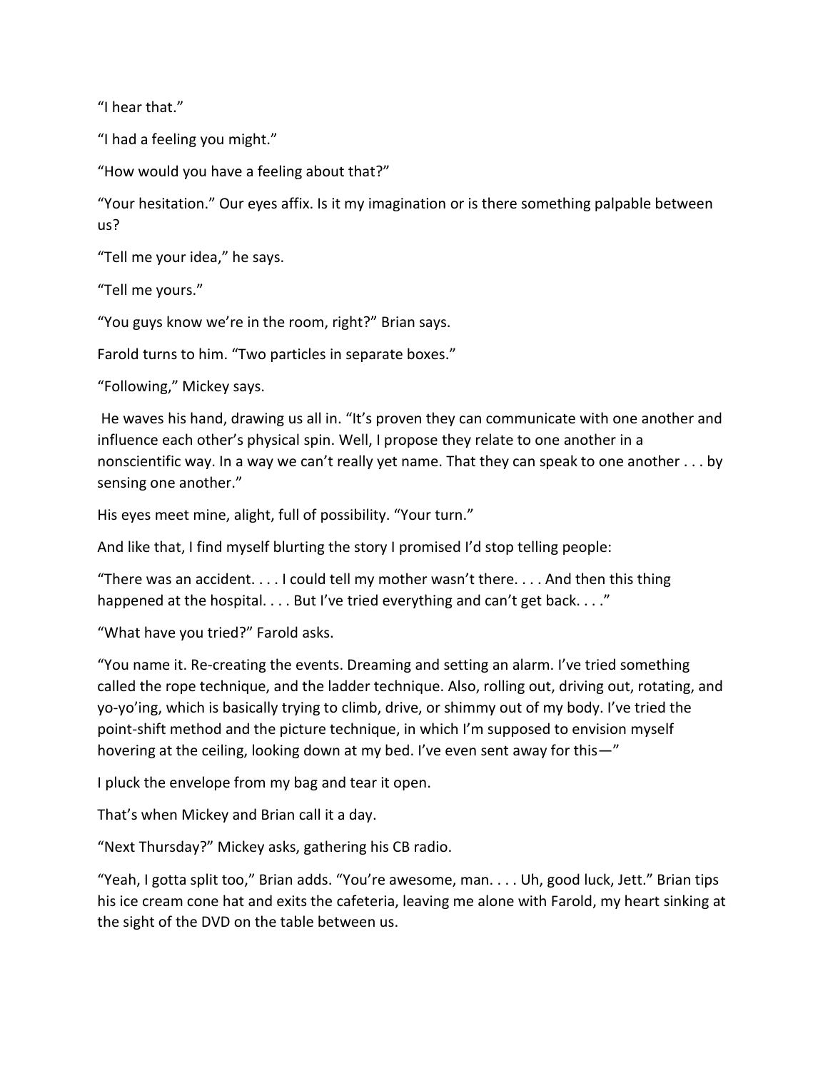"I hear that."

"I had a feeling you might."

"How would you have a feeling about that?"

"Your hesitation." Our eyes affix. Is it my imagination or is there something palpable between us?

"Tell me your idea," he says.

"Tell me yours."

"You guys know we're in the room, right?" Brian says.

Farold turns to him. "Two particles in separate boxes."

"Following," Mickey says.

He waves his hand, drawing us all in. "It's proven they can communicate with one another and influence each other's physical spin. Well, I propose they relate to one another in a nonscientific way. In a way we can't really yet name. That they can speak to one another . . . by sensing one another."

His eyes meet mine, alight, full of possibility. "Your turn."

And like that, I find myself blurting the story I promised I'd stop telling people:

"There was an accident. . . . I could tell my mother wasn't there. . . . And then this thing happened at the hospital. . . . But I've tried everything and can't get back. . . ."

"What have you tried?" Farold asks.

"You name it. Re-creating the events. Dreaming and setting an alarm. I've tried something called the rope technique, and the ladder technique. Also, rolling out, driving out, rotating, and yo-yo'ing, which is basically trying to climb, drive, or shimmy out of my body. I've tried the point-shift method and the picture technique, in which I'm supposed to envision myself hovering at the ceiling, looking down at my bed. I've even sent away for this—"

I pluck the envelope from my bag and tear it open.

That's when Mickey and Brian call it a day.

"Next Thursday?" Mickey asks, gathering his CB radio.

"Yeah, I gotta split too," Brian adds. "You're awesome, man. . . . Uh, good luck, Jett." Brian tips his ice cream cone hat and exits the cafeteria, leaving me alone with Farold, my heart sinking at the sight of the DVD on the table between us.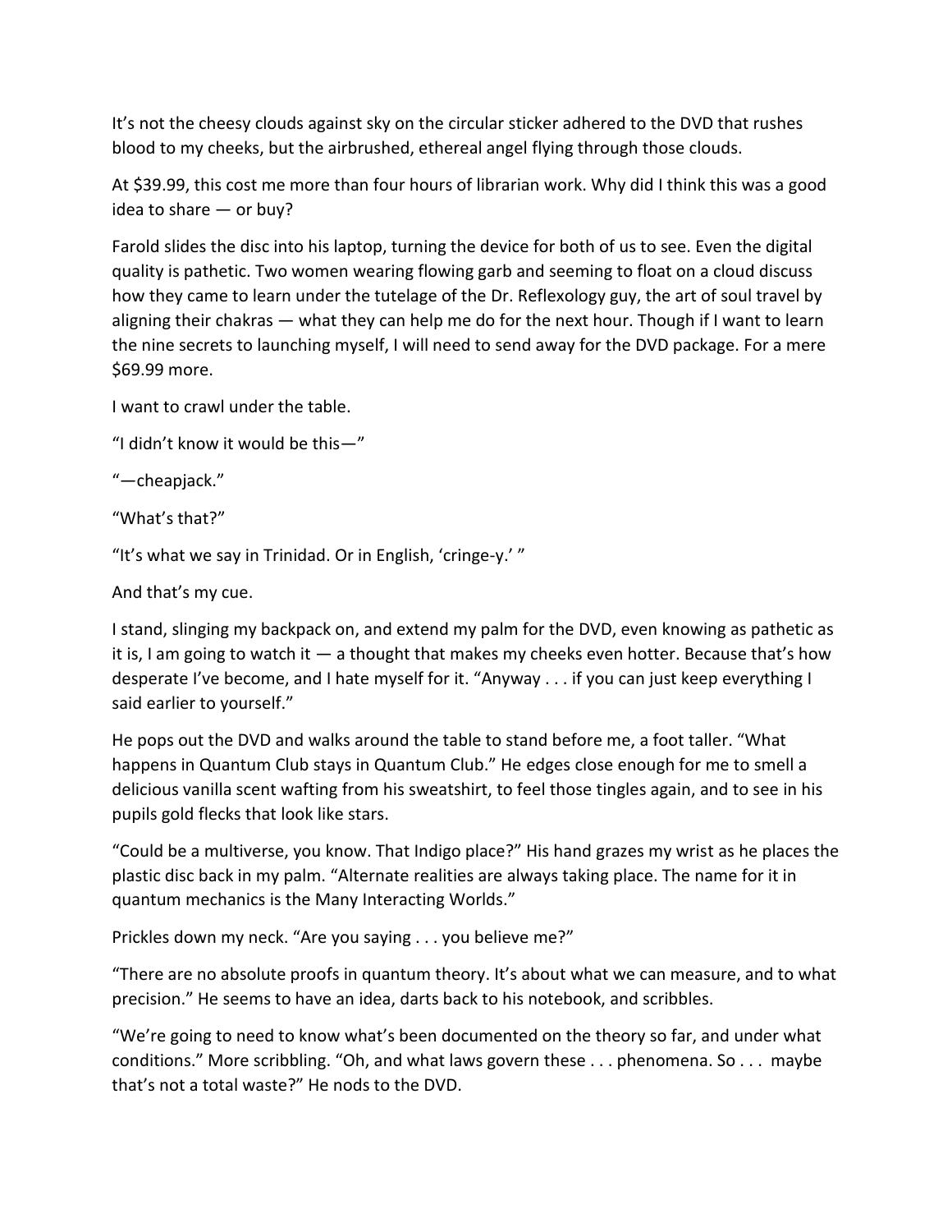It's not the cheesy clouds against sky on the circular sticker adhered to the DVD that rushes blood to my cheeks, but the airbrushed, ethereal angel flying through those clouds.

At $39.99, this cost me more than four hours of librarian work. Why did I think this was a good idea to share — or buy?

Farold slides the disc into his laptop, turning the device for both of us to see. Even the digital quality is pathetic. Two women wearing flowing garb and seeming to float on a cloud discuss how they came to learn under the tutelage of the Dr. Reflexology guy, the art of soul travel by aligning their chakras — what they can help me do for the next hour. Though if I want to learn the nine secrets to launching myself, I will need to send away for the DVD package. For a mere $69.99 more.

I want to crawl under the table.

"I didn't know it would be this—"

"—cheapjack."

"What's that?"

"It's what we say in Trinidad. Or in English, 'cringe-y.' "

And that's my cue.

I stand, slinging my backpack on, and extend my palm for the DVD, even knowing as pathetic as it is, I am going to watch it — a thought that makes my cheeks even hotter. Because that's how desperate I've become, and I hate myself for it. "Anyway . . . if you can just keep everything I said earlier to yourself."

He pops out the DVD and walks around the table to stand before me, a foot taller. "What happens in Quantum Club stays in Quantum Club." He edges close enough for me to smell a delicious vanilla scent wafting from his sweatshirt, to feel those tingles again, and to see in his pupils gold flecks that look like stars.

"Could be a multiverse, you know. That Indigo place?" His hand grazes my wrist as he places the plastic disc back in my palm. "Alternate realities are always taking place. The name for it in quantum mechanics is the Many Interacting Worlds."

Prickles down my neck. "Are you saying . . . you believe me?"

"There are no absolute proofs in quantum theory. It's about what we can measure, and to what precision." He seems to have an idea, darts back to his notebook, and scribbles.

"We're going to need to know what's been documented on the theory so far, and under what conditions." More scribbling. "Oh, and what laws govern these . . . phenomena. So . . . maybe that's not a total waste?" He nods to the DVD.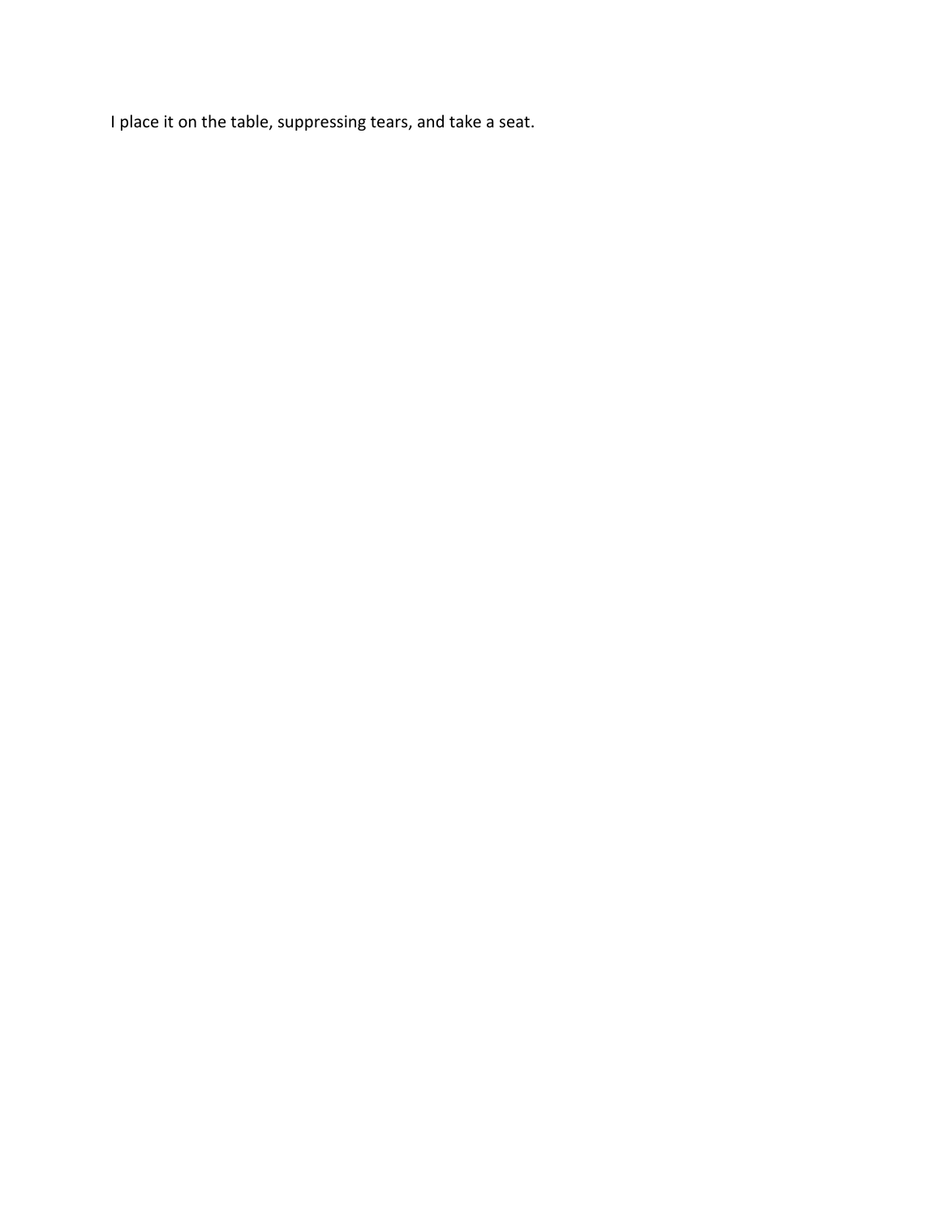I place it on the table, suppressing tears, and take a seat.